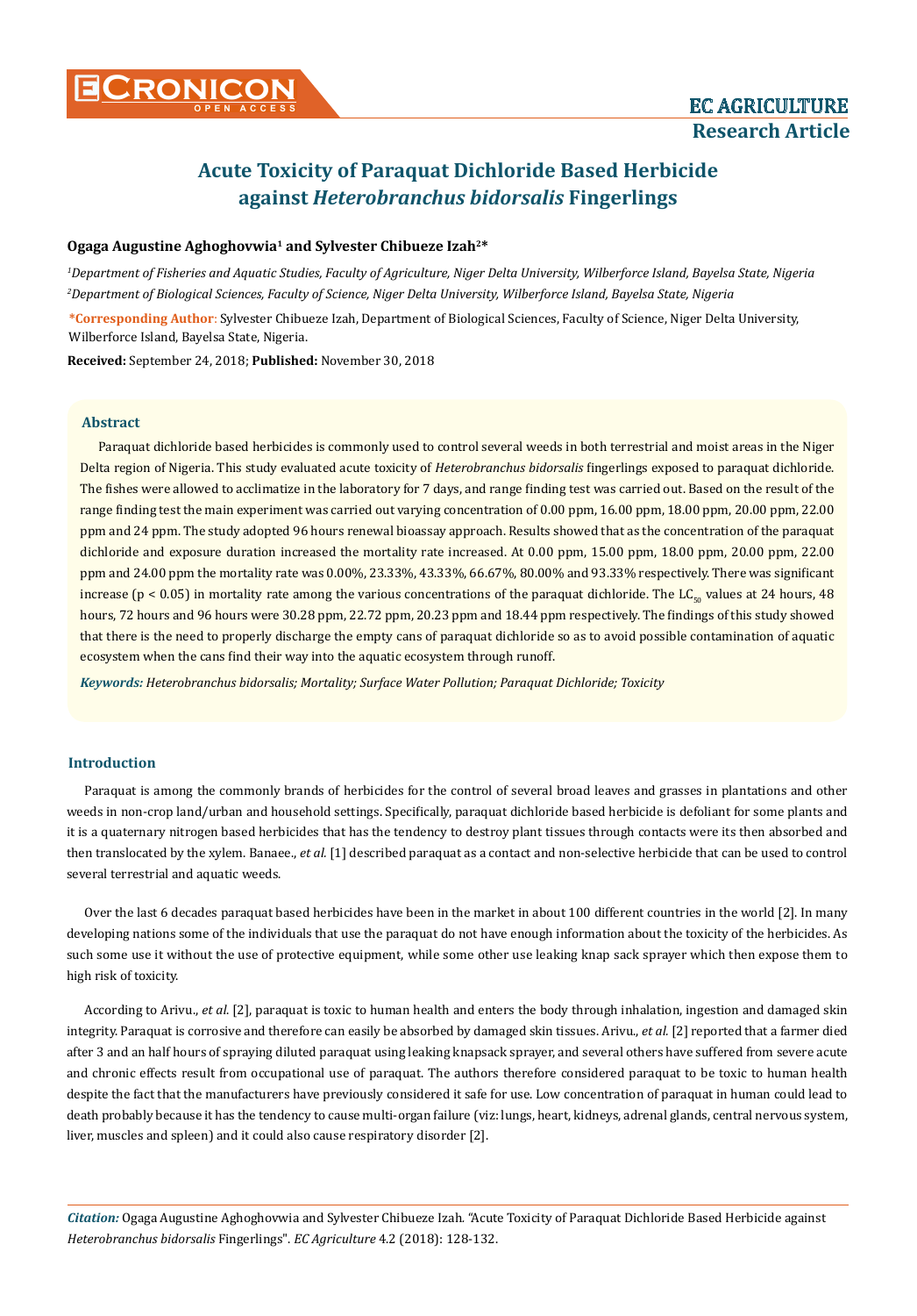# Acute Toxicity of Paraquat Dichloride Based Herbicide against *Heterobranchus bidorsalis* Fingerlings

**Ogaga Augustine Aghoghovwia[1] and Sylvester Chibueze Izah[2]***

*[1]Department of Fisheries and Aquatic Studies, Faculty of Agriculture, Niger Delta University, Wilberforce Island, Bayelsa State, Nigeria*
*[2]Department of Biological Sciences, Faculty of Science, Niger Delta University, Wilberforce Island, Bayelsa State, Nigeria*

***Corresponding Author**: Sylvester Chibueze Izah, Department of Biological Sciences, Faculty of Science, Niger Delta University, Wilberforce Island, Bayelsa State, Nigeria.

**Received:** September 24, 2018; **Published:** November 30, 2018

## Abstract

Paraquat dichloride based herbicides is commonly used to control several weeds in both terrestrial and moist areas in the Niger Delta region of Nigeria. This study evaluated acute toxicity of *Heterobranchus bidorsalis* fingerlings exposed to paraquat dichloride. The fishes were allowed to acclimatize in the laboratory for 7 days, and range finding test was carried out. Based on the result of the range finding test the main experiment was carried out varying concentration of 0.00 ppm, 16.00 ppm, 18.00 ppm, 20.00 ppm, 22.00 ppm and 24 ppm. The study adopted 96 hours renewal bioassay approach. Results showed that as the concentration of the paraquat dichloride and exposure duration increased the mortality rate increased. At 0.00 ppm, 15.00 ppm, 18.00 ppm, 20.00 ppm, 22.00 ppm and 24.00 ppm the mortality rate was 0.00%, 23.33%, 43.33%, 66.67%, 80.00% and 93.33% respectively. There was significant increase ($p < 0.05$) in mortality rate among the various concentrations of the paraquat dichloride. The $LC_{50}$ values at 24 hours, 48 hours, 72 hours and 96 hours were 30.28 ppm, 22.72 ppm, 20.23 ppm and 18.44 ppm respectively. The findings of this study showed that there is the need to properly discharge the empty cans of paraquat dichloride so as to avoid possible contamination of aquatic ecosystem when the cans find their way into the aquatic ecosystem through runoff.

***Keywords:*** *Heterobranchus bidorsalis; Mortality; Surface Water Pollution; Paraquat Dichloride; Toxicity*

## Introduction

Paraquat is among the commonly brands of herbicides for the control of several broad leaves and grasses in plantations and other weeds in non-crop land/urban and household settings. Specifically, paraquat dichloride based herbicide is defoliant for some plants and it is a quaternary nitrogen based herbicides that has the tendency to destroy plant tissues through contacts were its then absorbed and then translocated by the xylem. Banaee., *et al.* [1] described paraquat as a contact and non-selective herbicide that can be used to control several terrestrial and aquatic weeds.

Over the last 6 decades paraquat based herbicides have been in the market in about 100 different countries in the world [2]. In many developing nations some of the individuals that use the paraquat do not have enough information about the toxicity of the herbicides. As such some use it without the use of protective equipment, while some other use leaking knap sack sprayer which then expose them to high risk of toxicity.

According to Arivu., *et al*. [2], paraquat is toxic to human health and enters the body through inhalation, ingestion and damaged skin integrity. Paraquat is corrosive and therefore can easily be absorbed by damaged skin tissues. Arivu., *et al.* [2] reported that a farmer died after 3 and an half hours of spraying diluted paraquat using leaking knapsack sprayer, and several others have suffered from severe acute and chronic effects result from occupational use of paraquat. The authors therefore considered paraquat to be toxic to human health despite the fact that the manufacturers have previously considered it safe for use. Low concentration of paraquat in human could lead to death probably because it has the tendency to cause multi-organ failure (viz: lungs, heart, kidneys, adrenal glands, central nervous system, liver, muscles and spleen) and it could also cause respiratory disorder [2].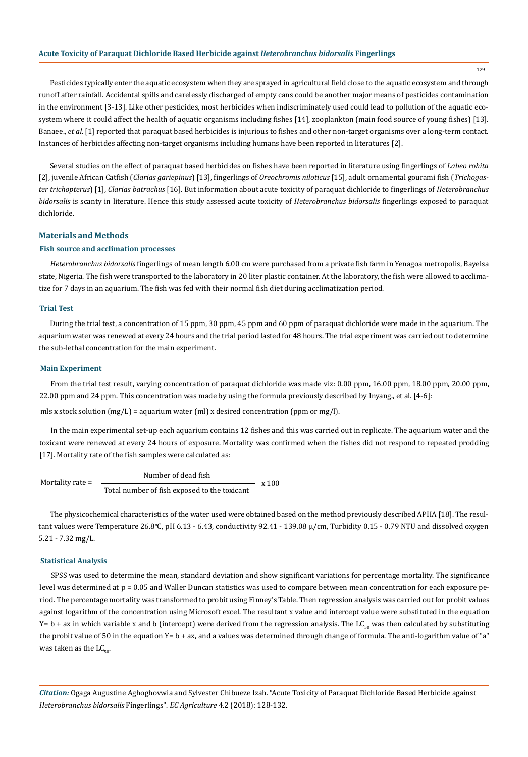Pesticides typically enter the aquatic ecosystem when they are sprayed in agricultural field close to the aquatic ecosystem and through runoff after rainfall. Accidental spills and carelessly discharged of empty cans could be another major means of pesticides contamination in the environment [3-13]. Like other pesticides, most herbicides when indiscriminately used could lead to pollution of the aquatic ecosystem where it could affect the health of aquatic organisms including fishes [14], zooplankton (main food source of young fishes) [13]. Banaee., *et al*. [1] reported that paraquat based herbicides is injurious to fishes and other non-target organisms over a long-term contact. Instances of herbicides affecting non-target organisms including humans have been reported in literatures [2].

Several studies on the effect of paraquat based herbicides on fishes have been reported in literature using fingerlings of *Labeo rohita* [2], juvenile African Catfish (*Clarias gariepinus*) [13], fingerlings of *Oreochromis niloticus* [15], adult ornamental gourami fish (*Trichogaster trichopterus*) [1], *Clarias batrachus* [16]. But information about acute toxicity of paraquat dichloride to fingerlings of *Heterobranchus bidorsalis* is scanty in literature. Hence this study assessed acute toxicity of *Heterobranchus bidorsalis* fingerlings exposed to paraquat dichloride.

## Materials and Methods

### Fish source and acclimation processes

*Heterobranchus bidorsalis* fingerlings of mean length 6.00 cm were purchased from a private fish farm in Yenagoa metropolis, Bayelsa state, Nigeria. The fish were transported to the laboratory in 20 liter plastic container. At the laboratory, the fish were allowed to acclimatize for 7 days in an aquarium. The fish was fed with their normal fish diet during acclimatization period.

### Trial Test

During the trial test, a concentration of 15 ppm, 30 ppm, 45 ppm and 60 ppm of paraquat dichloride were made in the aquarium. The aquarium water was renewed at every 24 hours and the trial period lasted for 48 hours. The trial experiment was carried out to determine the sub-lethal concentration for the main experiment.

### Main Experiment

From the trial test result, varying concentration of paraquat dichloride was made viz: 0.00 ppm, 16.00 ppm, 18.00 ppm, 20.00 ppm, 22.00 ppm and 24 ppm. This concentration was made by using the formula previously described by Inyang., et al. [4-6]:

mls x stock solution (mg/L) = aquarium water (ml) x desired concentration (ppm or mg/l).

In the main experimental set-up each aquarium contains 12 fishes and this was carried out in replicate. The aquarium water and the toxicant were renewed at every 24 hours of exposure. Mortality was confirmed when the fishes did not respond to repeated prodding [17]. Mortality rate of the fish samples were calculated as:

$$\text{Mortality rate} = \frac{\text{Number of dead fish}}{\text{Total number of fish exposed to the toxicant}} \times 100$$

The physicochemical characteristics of the water used were obtained based on the method previously described APHA [18]. The resultant values were Temperature 26.8°C, pH 6.13 - 6.43, conductivity 92.41 - 139.08 µ/cm, Turbidity 0.15 - 0.79 NTU and dissolved oxygen 5.21 - 7.32 mg/L.

### Statistical Analysis

SPSS was used to determine the mean, standard deviation and show significant variations for percentage mortality. The significance level was determined at $p = 0.05$ and Waller Duncan statistics was used to compare between mean concentration for each exposure period. The percentage mortality was transformed to probit using Finney's Table. Then regression analysis was carried out for probit values against logarithm of the concentration using Microsoft excel. The resultant x value and intercept value were substituted in the equation $Y = b + ax$ in which variable x and b (intercept) were derived from the regression analysis. The $LC_{50}$ was then calculated by substituting the probit value of 50 in the equation $Y = b + ax$, and a values was determined through change of formula. The anti-logarithm value of "a" was taken as the $LC_{50}$.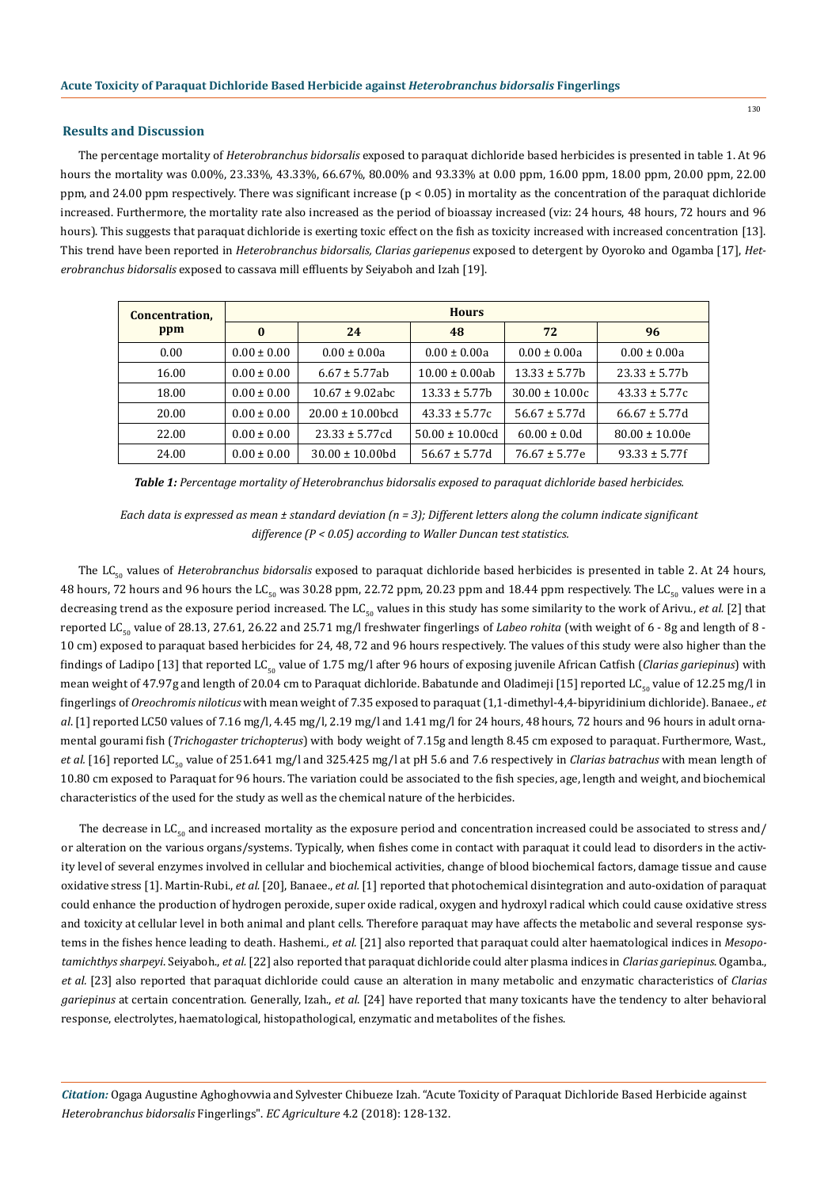## Results and Discussion

The percentage mortality of *Heterobranchus bidorsalis* exposed to paraquat dichloride based herbicides is presented in table 1. At 96 hours the mortality was 0.00%, 23.33%, 43.33%, 66.67%, 80.00% and 93.33% at 0.00 ppm, 16.00 ppm, 18.00 ppm, 20.00 ppm, 22.00 ppm, and 24.00 ppm respectively. There was significant increase ($p < 0.05$) in mortality as the concentration of the paraquat dichloride increased. Furthermore, the mortality rate also increased as the period of bioassay increased (viz: 24 hours, 48 hours, 72 hours and 96 hours). This suggests that paraquat dichloride is exerting toxic effect on the fish as toxicity increased with increased concentration [13]. This trend have been reported in *Heterobranchus bidorsalis, Clarias gariepenus* exposed to detergent by Oyoroko and Ogamba [17], *Heterobranchus bidorsalis* exposed to cassava mill effluents by Seiyaboh and Izah [19].

| Concentration, ppm | Hours | | | | |
|---|---|---|---|---|---|
| | 0 | 24 | 48 | 72 | 96 |
| 0.00 | 0.00 ± 0.00 | 0.00 ± 0.00a | 0.00 ± 0.00a | 0.00 ± 0.00a | 0.00 ± 0.00a |
| 16.00 | 0.00 ± 0.00 | 6.67 ± 5.77ab | 10.00 ± 0.00ab | 13.33 ± 5.77b | 23.33 ± 5.77b |
| 18.00 | 0.00 ± 0.00 | 10.67 ± 9.02abc | 13.33 ± 5.77b | 30.00 ± 10.00c | 43.33 ± 5.77c |
| 20.00 | 0.00 ± 0.00 | 20.00 ± 10.00bcd | 43.33 ± 5.77c | 56.67 ± 5.77d | 66.67 ± 5.77d |
| 22.00 | 0.00 ± 0.00 | 23.33 ± 5.77cd | 50.00 ± 10.00cd | 60.00 ± 0.0d | 80.00 ± 10.00e |
| 24.00 | 0.00 ± 0.00 | 30.00 ± 10.00bd | 56.67 ± 5.77d | 76.67 ± 5.77e | 93.33 ± 5.77f |

***Table 1:** Percentage mortality of Heterobranchus bidorsalis exposed to paraquat dichloride based herbicides.*

*Each data is expressed as mean ± standard deviation (n = 3); Different letters along the column indicate significant difference (P < 0.05) according to Waller Duncan test statistics.*

The $LC_{50}$ values of *Heterobranchus bidorsalis* exposed to paraquat dichloride based herbicides is presented in table 2. At 24 hours, 48 hours, 72 hours and 96 hours the $LC_{50}$ was 30.28 ppm, 22.72 ppm, 20.23 ppm and 18.44 ppm respectively. The $LC_{50}$ values were in a decreasing trend as the exposure period increased. The $LC_{50}$ values in this study has some similarity to the work of Arivu., *et al.* [2] that reported $LC_{50}$ value of 28.13, 27.61, 26.22 and 25.71 mg/l freshwater fingerlings of *Labeo rohita* (with weight of 6 - 8g and length of 8 - 10 cm) exposed to paraquat based herbicides for 24, 48, 72 and 96 hours respectively. The values of this study were also higher than the findings of Ladipo [13] that reported $LC_{50}$ value of 1.75 mg/l after 96 hours of exposing juvenile African Catfish (*Clarias gariepinus*) with mean weight of 47.97g and length of 20.04 cm to Paraquat dichloride. Babatunde and Oladimeji [15] reported $LC_{50}$ value of 12.25 mg/l in fingerlings of *Oreochromis niloticus* with mean weight of 7.35 exposed to paraquat (1,1-dimethyl-4,4-bipyridinium dichloride). Banaee., *et al.* [1] reported LC50 values of 7.16 mg/l, 4.45 mg/l, 2.19 mg/l and 1.41 mg/l for 24 hours, 48 hours, 72 hours and 96 hours in adult ornamental gourami fish (*Trichogaster trichopterus*) with body weight of 7.15g and length 8.45 cm exposed to paraquat. Furthermore, Wast., *et al.* [16] reported $LC_{50}$ value of 251.641 mg/l and 325.425 mg/l at pH 5.6 and 7.6 respectively in *Clarias batrachus* with mean length of 10.80 cm exposed to Paraquat for 96 hours. The variation could be associated to the fish species, age, length and weight, and biochemical characteristics of the used for the study as well as the chemical nature of the herbicides.

The decrease in $LC_{50}$ and increased mortality as the exposure period and concentration increased could be associated to stress and/or alteration on the various organs/systems. Typically, when fishes come in contact with paraquat it could lead to disorders in the activity level of several enzymes involved in cellular and biochemical activities, change of blood biochemical factors, damage tissue and cause oxidative stress [1]. Martin-Rubi., *et al.* [20], Banaee., *et al.* [1] reported that photochemical disintegration and auto-oxidation of paraquat could enhance the production of hydrogen peroxide, super oxide radical, oxygen and hydroxyl radical which could cause oxidative stress and toxicity at cellular level in both animal and plant cells. Therefore paraquat may have affects the metabolic and several response systems in the fishes hence leading to death. Hashemi., *et al.* [21] also reported that paraquat could alter haematological indices in *Mesopotamichthys sharpeyi*. Seiyaboh., *et al.* [22] also reported that paraquat dichloride could alter plasma indices in *Clarias gariepinus*. Ogamba., *et al.* [23] also reported that paraquat dichloride could cause an alteration in many metabolic and enzymatic characteristics of *Clarias gariepinus* at certain concentration. Generally, Izah., *et al.* [24] have reported that many toxicants have the tendency to alter behavioral response, electrolytes, haematological, histopathological, enzymatic and metabolites of the fishes.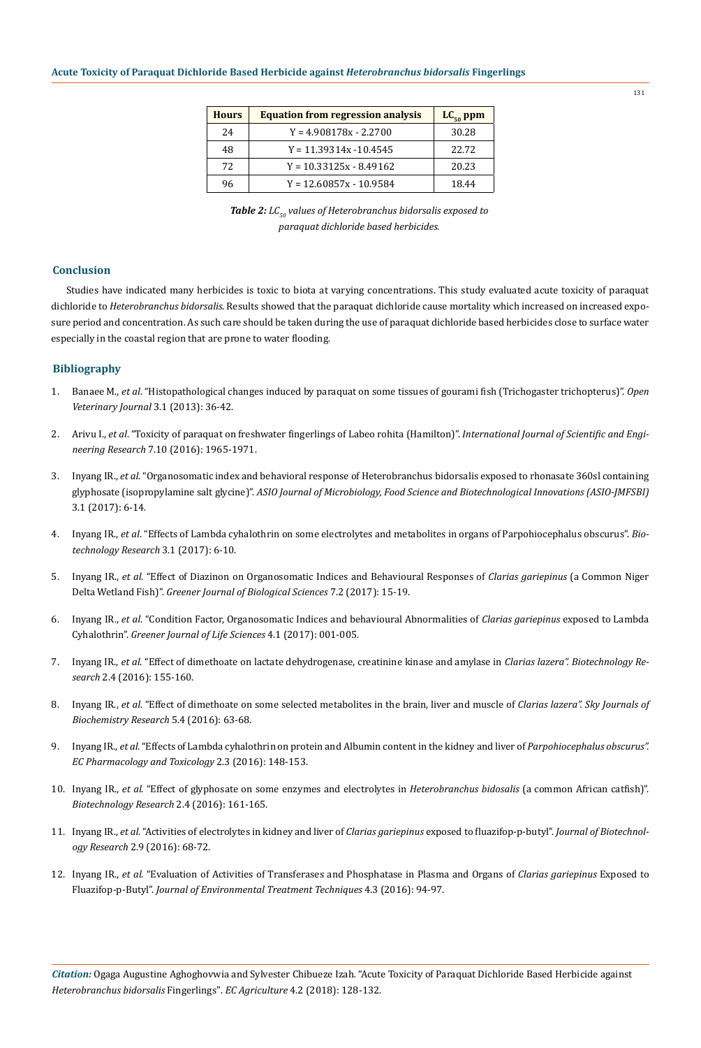| Hours | Equation from regression analysis | $LC_{50}$ ppm |
|---|---|---|
| 24 | Y = 4.908178x - 2.2700 | 30.28 |
| 48 | Y = 11.39314x -10.4545 | 22.72 |
| 72 | Y = 10.33125x - 8.49162 | 20.23 |
| 96 | Y = 12.60857x - 10.9584 | 18.44 |

***Table 2:*** *$LC_{50}$ values of Heterobranchus bidorsalis exposed to paraquat dichloride based herbicides.*

## Conclusion

Studies have indicated many herbicides is toxic to biota at varying concentrations. This study evaluated acute toxicity of paraquat dichloride to *Heterobranchus bidorsalis*. Results showed that the paraquat dichloride cause mortality which increased on increased exposure period and concentration. As such care should be taken during the use of paraquat dichloride based herbicides close to surface water especially in the coastal region that are prone to water flooding.

## Bibliography

1. Banaee M., *et al*. "Histopathological changes induced by paraquat on some tissues of gourami fish (Trichogaster trichopterus)". *Open Veterinary Journal* 3.1 (2013): 36-42.
2. Arivu I., *et al*. "Toxicity of paraquat on freshwater fingerlings of Labeo rohita (Hamilton)". *International Journal of Scientific and Engineering Research* 7.10 (2016): 1965-1971.
3. Inyang IR., *et al*. "Organosomatic index and behavioral response of Heterobranchus bidorsalis exposed to rhonasate 360sl containing glyphosate (isopropylamine salt glycine)". *ASIO Journal of Microbiology, Food Science and Biotechnological Innovations (ASIO-JMFSBI)* 3.1 (2017): 6-14.
4. Inyang IR., *et al*. "Effects of Lambda cyhalothrin on some electrolytes and metabolites in organs of Parpohiocephalus obscurus". *Biotechnology Research* 3.1 (2017): 6-10.
5. Inyang IR., *et al*. "Effect of Diazinon on Organosomatic Indices and Behavioural Responses of *Clarias gariepinus* (a Common Niger Delta Wetland Fish)". *Greener Journal of Biological Sciences* 7.2 (2017): 15-19.
6. Inyang IR., *et al*. "Condition Factor, Organosomatic Indices and behavioural Abnormalities of *Clarias gariepinus* exposed to Lambda Cyhalothrin". *Greener Journal of Life Sciences* 4.1 (2017): 001-005.
7. Inyang IR., *et al*. "Effect of dimethoate on lactate dehydrogenase, creatinine kinase and amylase in *Clarias lazera". Biotechnology Research* 2.4 (2016): 155-160.
8. Inyang IR., *et al*. "Effect of dimethoate on some selected metabolites in the brain, liver and muscle of *Clarias lazera". Sky Journals of Biochemistry Research* 5.4 (2016): 63-68.
9. Inyang IR., *et al*. "Effects of Lambda cyhalothrin on protein and Albumin content in the kidney and liver of *Parpohiocephalus obscurus". EC Pharmacology and Toxicology* 2.3 (2016): 148-153.
10. Inyang IR., *et al*. "Effect of glyphosate on some enzymes and electrolytes in *Heterobranchus bidosalis* (a common African catfish)". *Biotechnology Research* 2.4 (2016): 161-165.
11. Inyang IR., *et al*. "Activities of electrolytes in kidney and liver of *Clarias gariepinus* exposed to fluazifop-p-butyl". *Journal of Biotechnology Research* 2.9 (2016): 68-72.
12. Inyang IR., *et al*. "Evaluation of Activities of Transferases and Phosphatase in Plasma and Organs of *Clarias gariepinus* Exposed to Fluazifop-p-Butyl". *Journal of Environmental Treatment Techniques* 4.3 (2016): 94-97.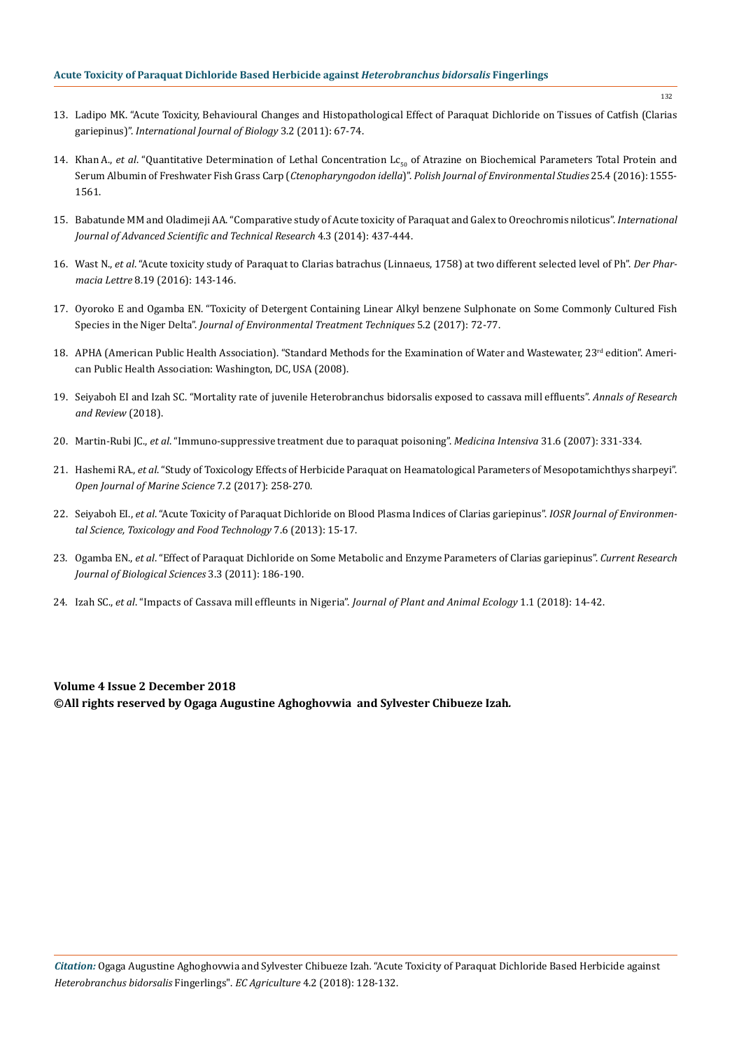13. Ladipo MK. "Acute Toxicity, Behavioural Changes and Histopathological Effect of Paraquat Dichloride on Tissues of Catfish (Clarias gariepinus)". *International Journal of Biology* 3.2 (2011): 67-74.

14. Khan A., *et al*. "Quantitative Determination of Lethal Concentration $Lc_{50}$ of Atrazine on Biochemical Parameters Total Protein and Serum Albumin of Freshwater Fish Grass Carp (*Ctenopharyngodon idella*)". *Polish Journal of Environmental Studies* 25.4 (2016): 1555-1561.

15. Babatunde MM and Oladimeji AA. "Comparative study of Acute toxicity of Paraquat and Galex to Oreochromis niloticus". *International Journal of Advanced Scientific and Technical Research* 4.3 (2014): 437-444.

16. Wast N., *et al*. "Acute toxicity study of Paraquat to Clarias batrachus (Linnaeus, 1758) at two different selected level of Ph". *Der Pharmacia Lettre* 8.19 (2016): 143-146.

17. Oyoroko E and Ogamba EN. "Toxicity of Detergent Containing Linear Alkyl benzene Sulphonate on Some Commonly Cultured Fish Species in the Niger Delta". *Journal of Environmental Treatment Techniques* 5.2 (2017): 72-77.

18. APHA (American Public Health Association). "Standard Methods for the Examination of Water and Wastewater, 23rd edition". American Public Health Association: Washington, DC, USA (2008).

19. Seiyaboh EI and Izah SC. "Mortality rate of juvenile Heterobranchus bidorsalis exposed to cassava mill effluents". *Annals of Research and Review* (2018).

20. Martin-Rubi JC., *et al*. "Immuno-suppressive treatment due to paraquat poisoning". *Medicina Intensiva* 31.6 (2007): 331-334.

21. Hashemi RA., *et al*. "Study of Toxicology Effects of Herbicide Paraquat on Heamatological Parameters of Mesopotamichthys sharpeyi". *Open Journal of Marine Science* 7.2 (2017): 258-270.

22. Seiyaboh EI., *et al*. "Acute Toxicity of Paraquat Dichloride on Blood Plasma Indices of Clarias gariepinus". *IOSR Journal of Environmental Science, Toxicology and Food Technology* 7.6 (2013): 15-17.

23. Ogamba EN., *et al*. "Effect of Paraquat Dichloride on Some Metabolic and Enzyme Parameters of Clarias gariepinus". *Current Research Journal of Biological Sciences* 3.3 (2011): 186-190.

24. Izah SC., *et al*. "Impacts of Cassava mill effleunts in Nigeria". *Journal of Plant and Animal Ecology* 1.1 (2018): 14-42.

**Volume 4 Issue 2 December 2018**
**©All rights reserved by Ogaga Augustine Aghoghovwia and Sylvester Chibueze Izah.**